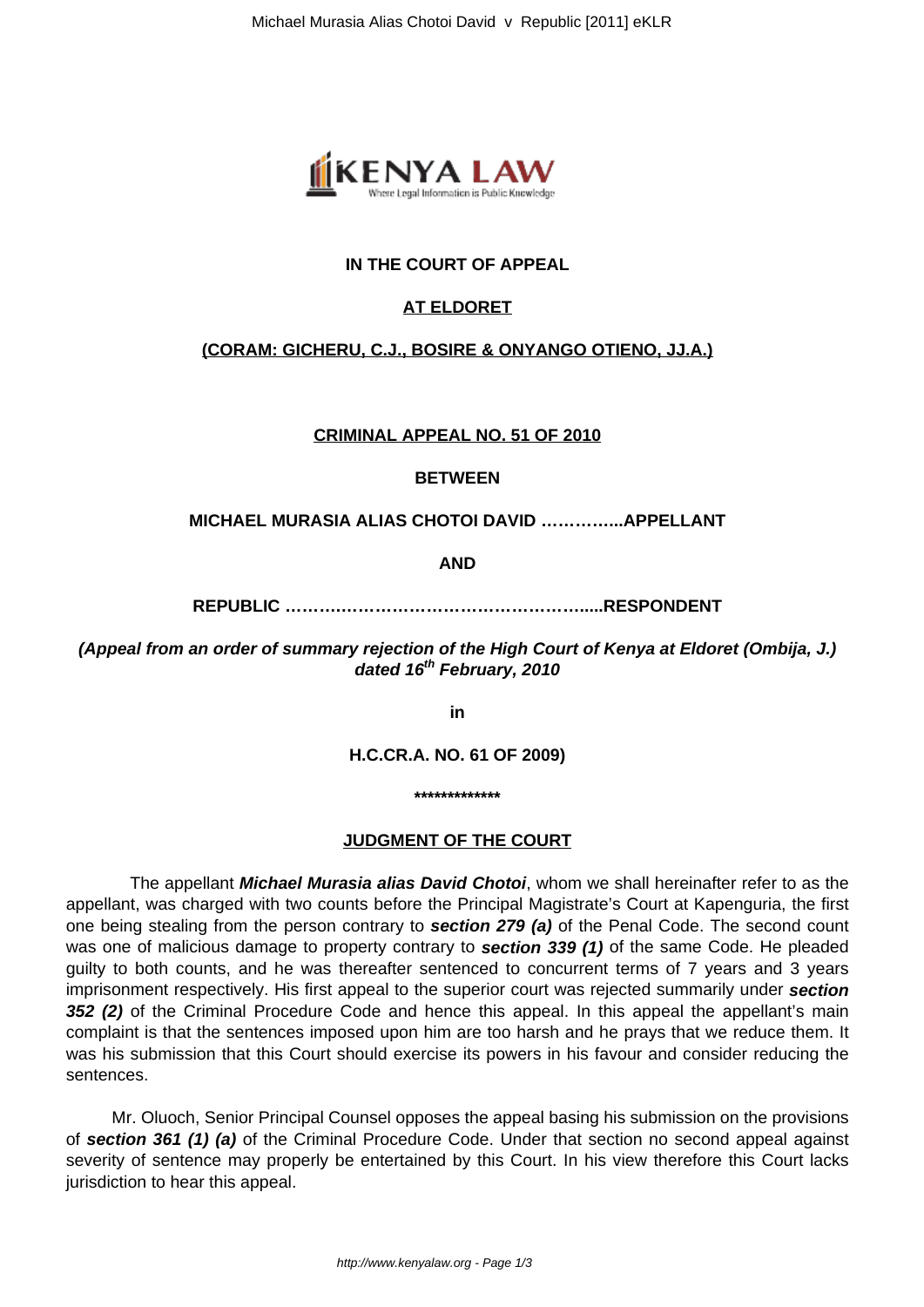**IN THE COURT OF APPEAL**

**AT ELDORET**

**(CORAM: GICHERU, C.J., BOSIRE & ONYANGO OTIENO, JJ.A.)**

**CRIMINAL APPEAL NO. 51 OF 2010**

**BETWEEN**

**MICHAEL MURASIA ALIAS CHOTOI DAVID …………...APPELLANT**

**AND**

**REPUBLIC ……….…………………………………….....RESPONDENT**

***(Appeal from an order of summary rejection of the High Court of Kenya at Eldoret (Ombija, J.) dated 16th February, 2010***

**in**

**H.C.CR.A. NO. 61 OF 2009)**

**\*\*\*\*\*\*\*\*\*\*\*\*\*\***

**JUDGMENT OF THE COURT**

The appellant ***Michael Murasia alias David Chotoi***, whom we shall hereinafter refer to as the appellant, was charged with two counts before the Principal Magistrate's Court at Kapenguria, the first one being stealing from the person contrary to ***section 279 (a)*** of the Penal Code. The second count was one of malicious damage to property contrary to ***section 339 (1)*** of the same Code. He pleaded guilty to both counts, and he was thereafter sentenced to concurrent terms of 7 years and 3 years imprisonment respectively. His first appeal to the superior court was rejected summarily under ***section 352 (2)*** of the Criminal Procedure Code and hence this appeal. In this appeal the appellant's main complaint is that the sentences imposed upon him are too harsh and he prays that we reduce them. It was his submission that this Court should exercise its powers in his favour and consider reducing the sentences.

Mr. Oluoch, Senior Principal Counsel opposes the appeal basing his submission on the provisions of ***section 361 (1) (a)*** of the Criminal Procedure Code. Under that section no second appeal against severity of sentence may properly be entertained by this Court. In his view therefore this Court lacks jurisdiction to hear this appeal.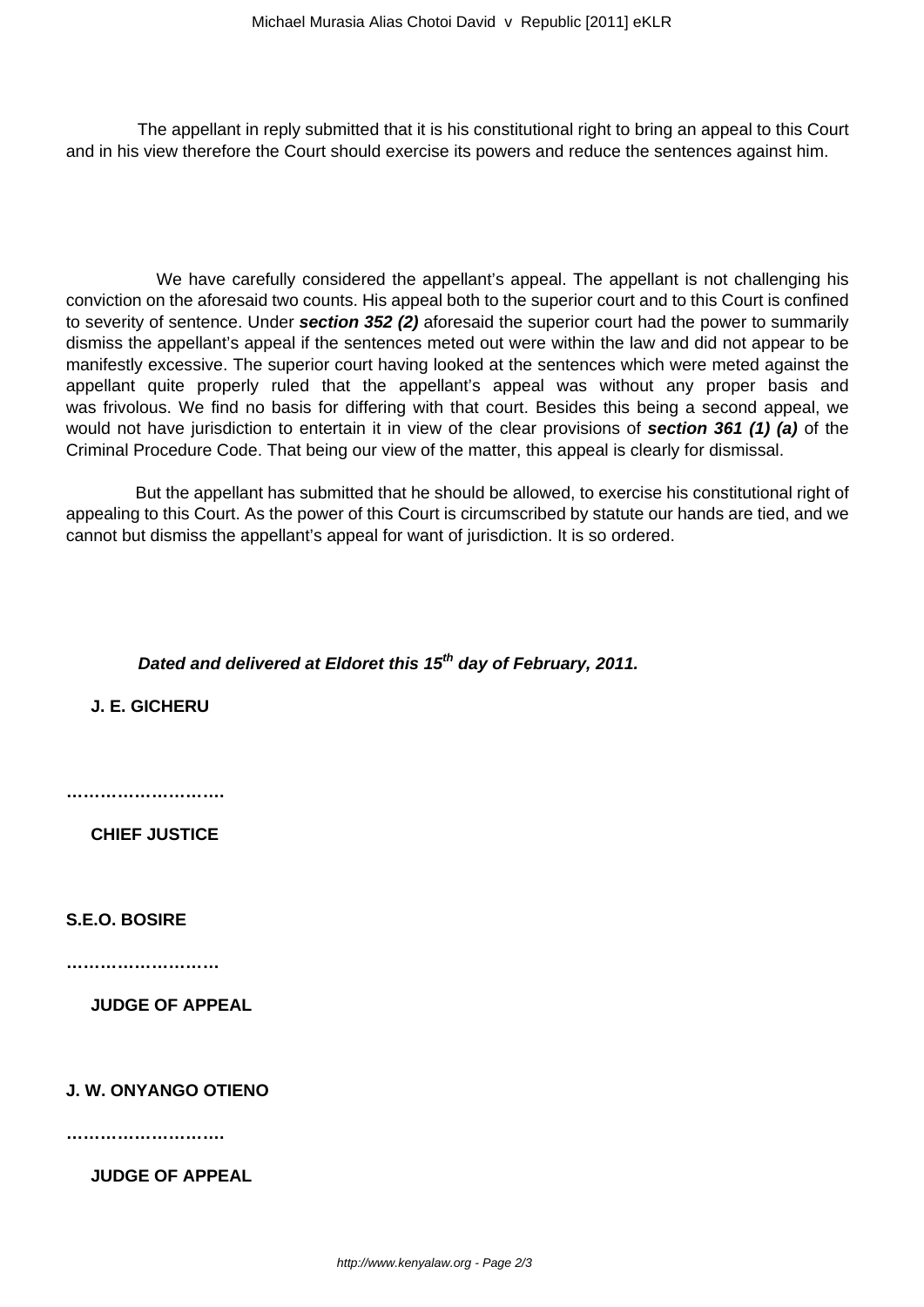The appellant in reply submitted that it is his constitutional right to bring an appeal to this Court and in his view therefore the Court should exercise its powers and reduce the sentences against him.

We have carefully considered the appellant's appeal. The appellant is not challenging his conviction on the aforesaid two counts. His appeal both to the superior court and to this Court is confined to severity of sentence. Under ***section 352 (2)*** aforesaid the superior court had the power to summarily dismiss the appellant's appeal if the sentences meted out were within the law and did not appear to be manifestly excessive. The superior court having looked at the sentences which were meted against the appellant quite properly ruled that the appellant's appeal was without any proper basis and was frivolous. We find no basis for differing with that court. Besides this being a second appeal, we would not have jurisdiction to entertain it in view of the clear provisions of ***section 361 (1) (a)*** of the Criminal Procedure Code. That being our view of the matter, this appeal is clearly for dismissal.

But the appellant has submitted that he should be allowed, to exercise his constitutional right of appealing to this Court. As the power of this Court is circumscribed by statute our hands are tied, and we cannot but dismiss the appellant's appeal for want of jurisdiction. It is so ordered.

***Dated and delivered at Eldoret this 15th day of February, 2011.***

**J. E. GICHERU**

**……………………….**

**CHIEF JUSTICE**

**S.E.O. BOSIRE**

**………………………**

**JUDGE OF APPEAL**

**J. W. ONYANGO OTIENO**

**……………………….**

**JUDGE OF APPEAL**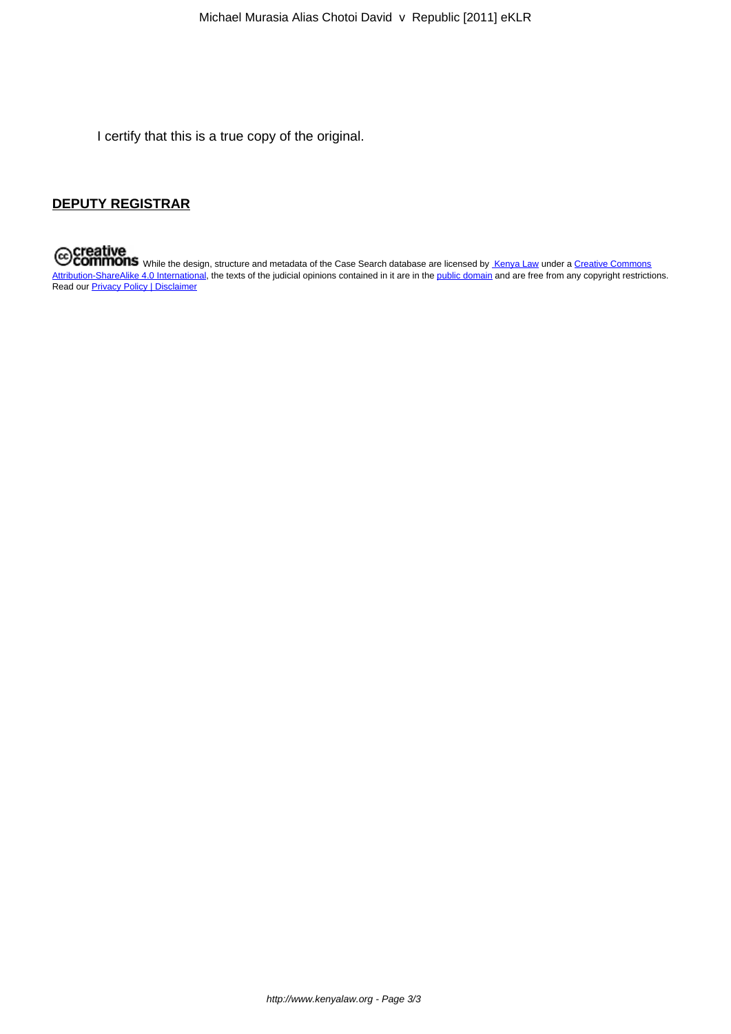I certify that this is a true copy of the original.

**DEPUTY REGISTRAR**

creative commons While the design, structure and metadata of the Case Search database are licensed by Kenya Law under a Creative Commons Attribution-ShareAlike 4.0 International, the texts of the judicial opinions contained in it are in the public domain and are free from any copyright restrictions. Read our Privacy Policy | Disclaimer